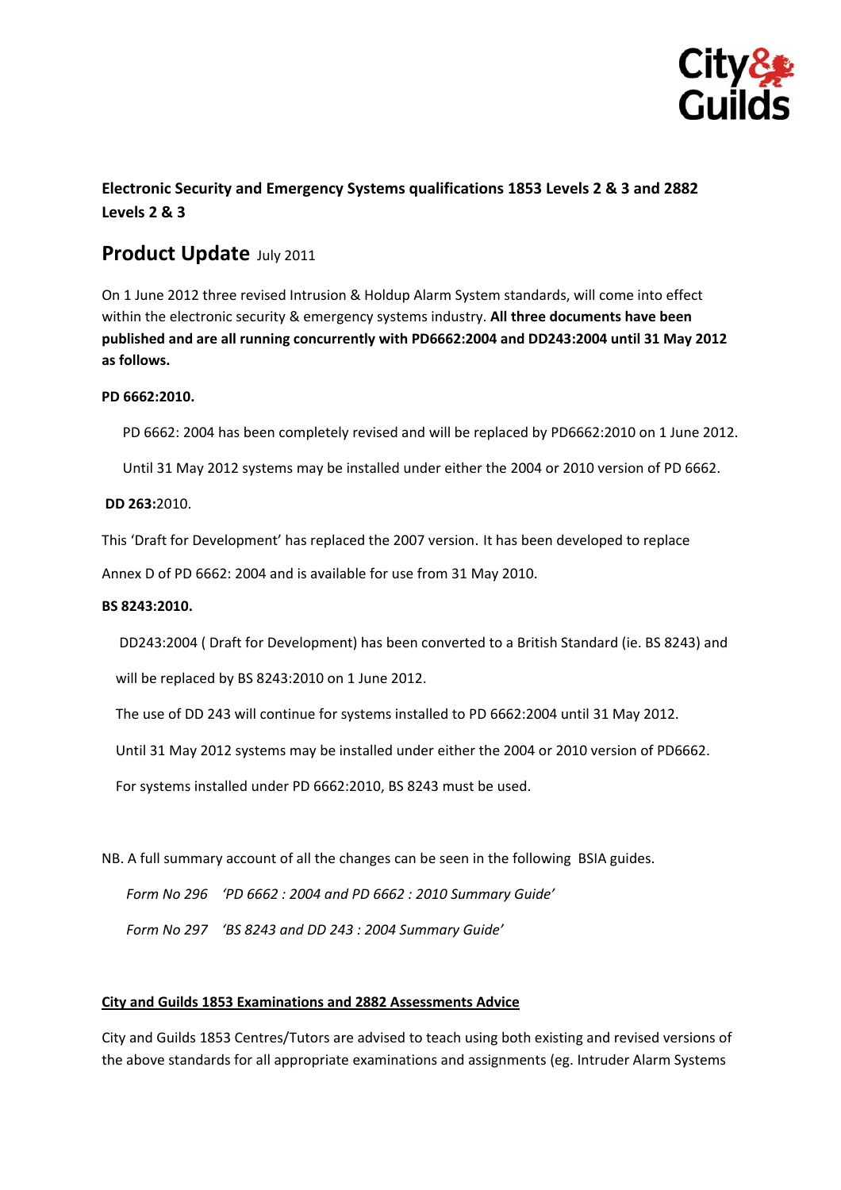**Electronic Security and Emergency Systems qualifications 1853 Levels 2 & 3 and 2882 Levels 2 & 3**

## Product Update July 2011

On 1 June 2012 three revised Intrusion & Holdup Alarm System standards, will come into effect within the electronic security & emergency systems industry. **All three documents have been published and are all running concurrently with PD6662:2004 and DD243:2004 until 31 May 2012 as follows.**

**PD 6662:2010.**

PD 6662: 2004 has been completely revised and will be replaced by PD6662:2010 on 1 June 2012.

Until 31 May 2012 systems may be installed under either the 2004 or 2010 version of PD 6662.

**DD 263:**2010.

This 'Draft for Development' has replaced the 2007 version. It has been developed to replace Annex D of PD 6662: 2004 and is available for use from 31 May 2010.

**BS 8243:2010.**

DD243:2004 ( Draft for Development) has been converted to a British Standard (ie. BS 8243) and will be replaced by BS 8243:2010 on 1 June 2012.

The use of DD 243 will continue for systems installed to PD 6662:2004 until 31 May 2012.

Until 31 May 2012 systems may be installed under either the 2004 or 2010 version of PD6662.

For systems installed under PD 6662:2010, BS 8243 must be used.

NB. A full summary account of all the changes can be seen in the following BSIA guides.

*Form No 296 'PD 6662 : 2004 and PD 6662 : 2010 Summary Guide'*

*Form No 297 'BS 8243 and DD 243 : 2004 Summary Guide'*

**City and Guilds 1853 Examinations and 2882 Assessments Advice**

City and Guilds 1853 Centres/Tutors are advised to teach using both existing and revised versions of the above standards for all appropriate examinations and assignments (eg. Intruder Alarm Systems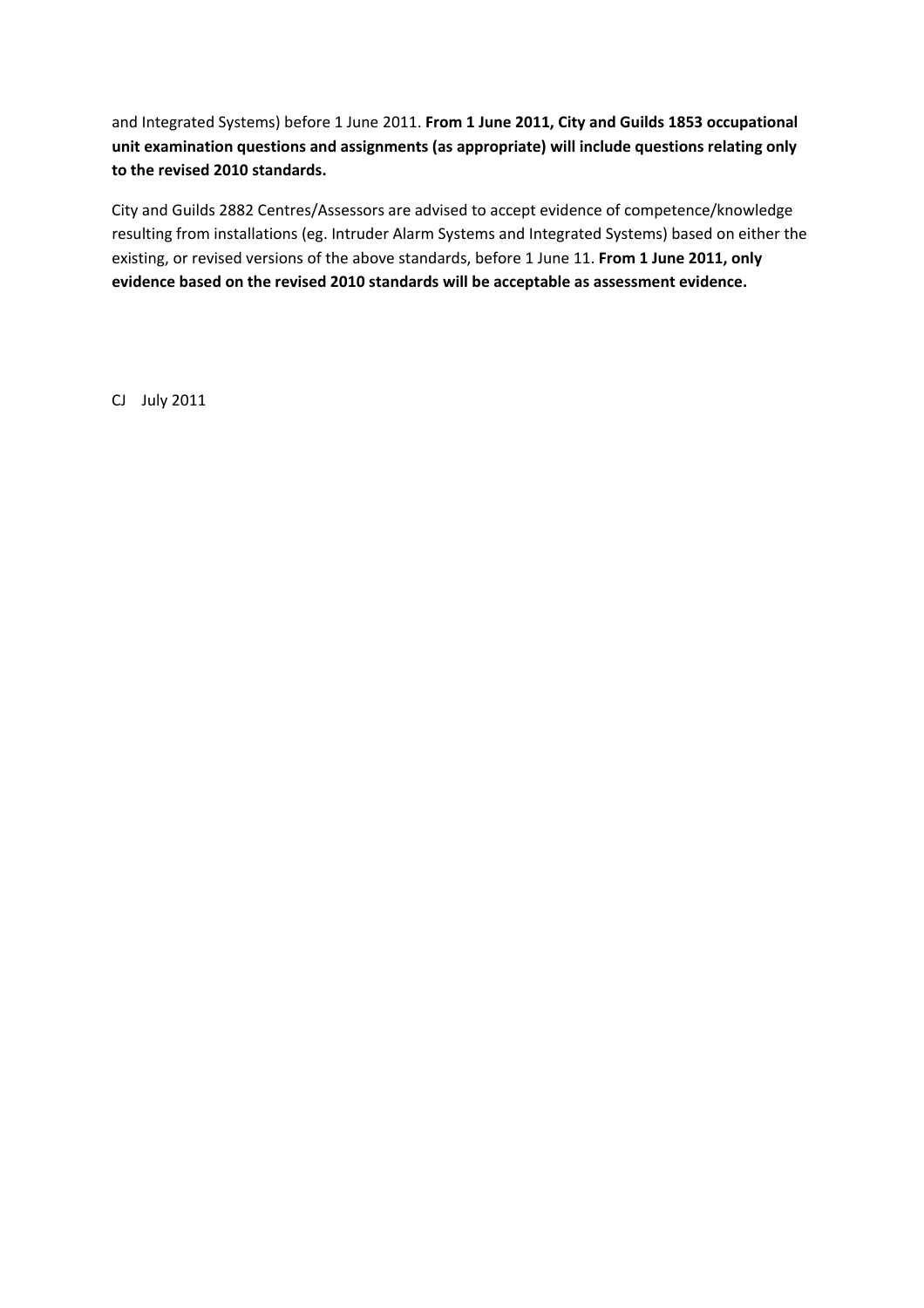and Integrated Systems) before 1 June 2011. **From 1 June 2011, City and Guilds 1853 occupational unit examination questions and assignments (as appropriate) will include questions relating only to the revised 2010 standards.**

City and Guilds 2882 Centres/Assessors are advised to accept evidence of competence/knowledge resulting from installations (eg. Intruder Alarm Systems and Integrated Systems) based on either the existing, or revised versions of the above standards, before 1 June 11. **From 1 June 2011, only evidence based on the revised 2010 standards will be acceptable as assessment evidence.**

CJ July 2011